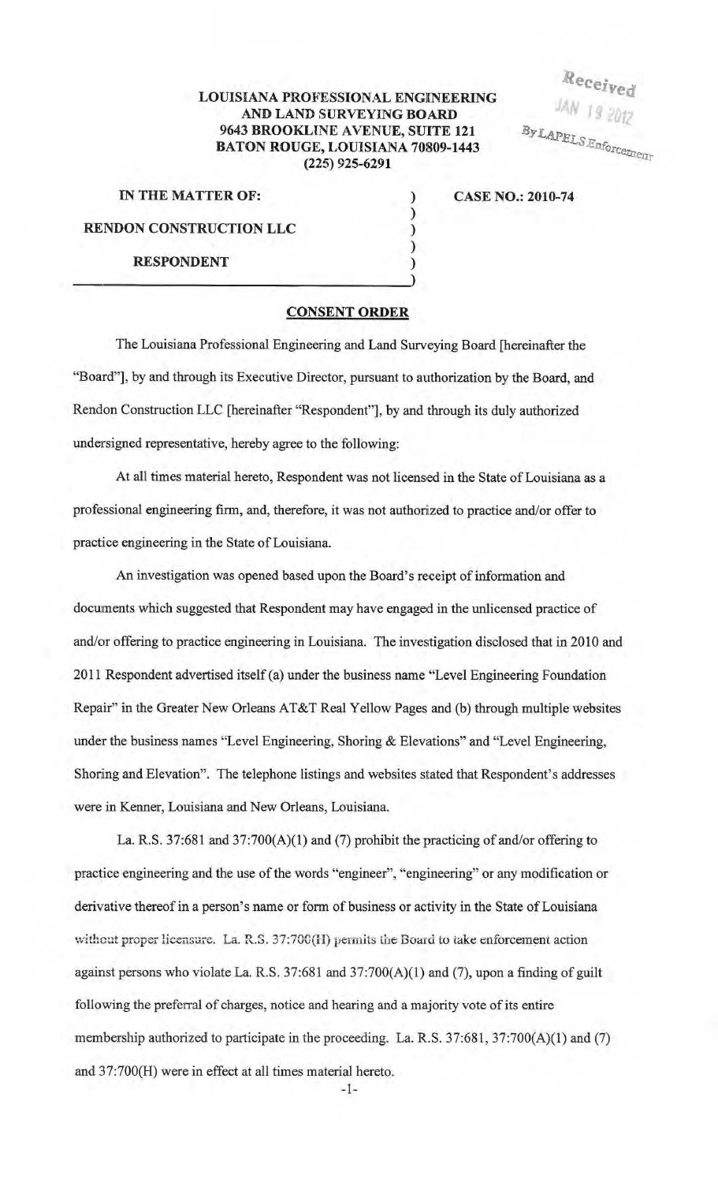LOUISIANA PROFESSIONAL ENGINEERING AND LAND SURVEYING BOARD
9643 BROOKLINE AVENUE, SUITE 121
BATON ROUGE, LOUISIANA 70809-1443
(225) 925-6291

Received
JAN 19 2012
By LAPELS Enforcement

IN THE MATTER OF:

RENDON CONSTRUCTION LLC

RESPONDENT

CASE NO.: 2010-74

## CONSENT ORDER

The Louisiana Professional Engineering and Land Surveying Board [hereinafter the "Board"], by and through its Executive Director, pursuant to authorization by the Board, and Rendon Construction LLC [hereinafter "Respondent"], by and through its duly authorized undersigned representative, hereby agree to the following:

At all times material hereto, Respondent was not licensed in the State of Louisiana as a professional engineering firm, and, therefore, it was not authorized to practice and/or offer to practice engineering in the State of Louisiana.

An investigation was opened based upon the Board's receipt of information and documents which suggested that Respondent may have engaged in the unlicensed practice of and/or offering to practice engineering in Louisiana. The investigation disclosed that in 2010 and 2011 Respondent advertised itself (a) under the business name "Level Engineering Foundation Repair" in the Greater New Orleans AT&T Real Yellow Pages and (b) through multiple websites under the business names "Level Engineering, Shoring & Elevations" and "Level Engineering, Shoring and Elevation". The telephone listings and websites stated that Respondent's addresses were in Kenner, Louisiana and New Orleans, Louisiana.

La. R.S. 37:681 and 37:700(A)(1) and (7) prohibit the practicing of and/or offering to practice engineering and the use of the words "engineer", "engineering" or any modification or derivative thereof in a person's name or form of business or activity in the State of Louisiana without proper licensure. La. R.S. 37:700(H) permits the Board to take enforcement action against persons who violate La. R.S. 37:681 and 37:700(A)(1) and (7), upon a finding of guilt following the preferral of charges, notice and hearing and a majority vote of its entire membership authorized to participate in the proceeding. La. R.S. 37:681, 37:700(A)(1) and (7) and 37:700(H) were in effect at all times material hereto.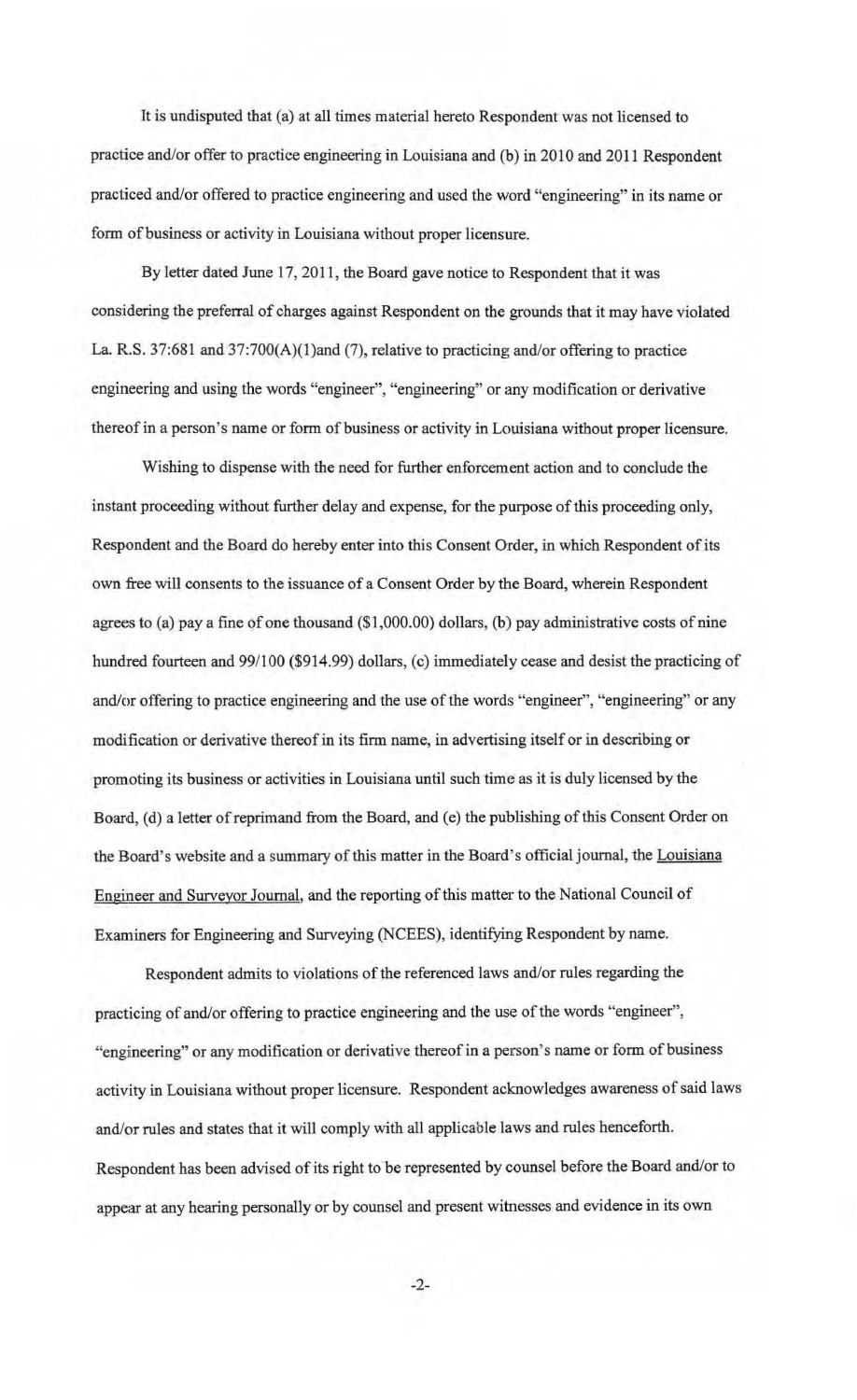It is undisputed that (a) at all times material hereto Respondent was not licensed to practice and/or offer to practice engineering in Louisiana and (b) in 2010 and 2011 Respondent practiced and/or offered to practice engineering and used the word "engineering" in its name or form of business or activity in Louisiana without proper licensure.

By letter dated June 17, 2011, the Board gave notice to Respondent that it was considering the preferral of charges against Respondent on the grounds that it may have violated La. R.S. 37:681 and 37:700(A)(1)and (7), relative to practicing and/or offering to practice engineering and using the words "engineer", "engineering" or any modification or derivative thereof in a person's name or form of business or activity in Louisiana without proper licensure.

Wishing to dispense with the need for further enforcement action and to conclude the instant proceeding without further delay and expense, for the purpose of this proceeding only, Respondent and the Board do hereby enter into this Consent Order, in which Respondent of its own free will consents to the issuance of a Consent Order by the Board, wherein Respondent agrees to (a) pay a fine of one thousand ($1,000.00) dollars, (b) pay administrative costs of nine hundred fourteen and 99/100 ($914.99) dollars, (c) immediately cease and desist the practicing of and/or offering to practice engineering and the use of the words "engineer", "engineering" or any modification or derivative thereof in its firm name, in advertising itself or in describing or promoting its business or activities in Louisiana until such time as it is duly licensed by the Board, (d) a letter of reprimand from the Board, and (e) the publishing of this Consent Order on the Board's website and a summary of this matter in the Board's official journal, the Louisiana Engineer and Surveyor Journal, and the reporting of this matter to the National Council of Examiners for Engineering and Surveying (NCEES), identifying Respondent by name.

Respondent admits to violations of the referenced laws and/or rules regarding the practicing of and/or offering to practice engineering and the use of the words "engineer", "engineering" or any modification or derivative thereof in a person's name or form of business activity in Louisiana without proper licensure. Respondent acknowledges awareness of said laws and/or rules and states that it will comply with all applicable laws and rules henceforth. Respondent has been advised of its right to be represented by counsel before the Board and/or to appear at any hearing personally or by counsel and present witnesses and evidence in its own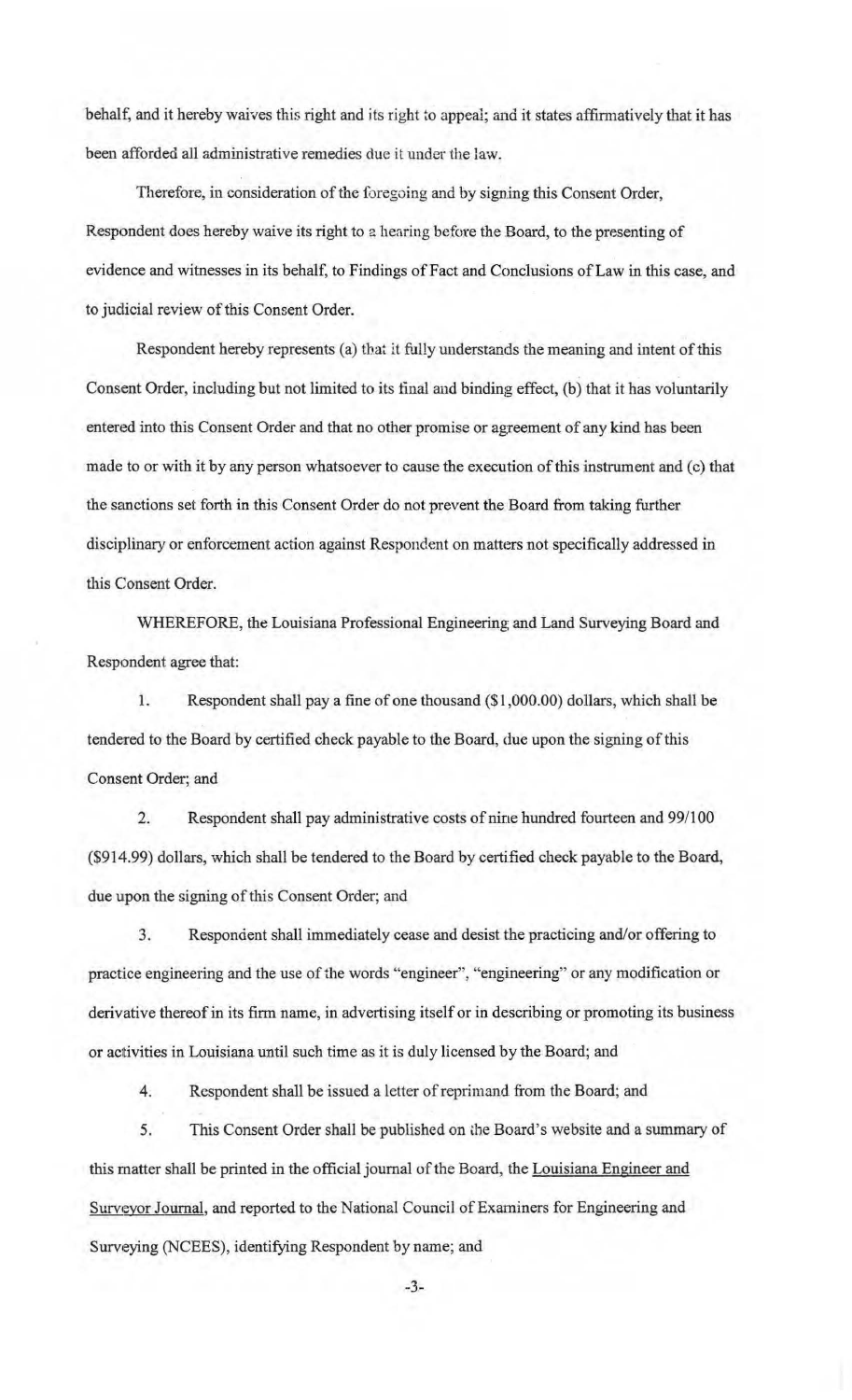behalf, and it hereby waives this right and its right to appeal; and it states affirmatively that it has been afforded all administrative remedies due it under the law.

Therefore, in consideration of the foregoing and by signing this Consent Order, Respondent does hereby waive its right to a hearing before the Board, to the presenting of evidence and witnesses in its behalf, to Findings of Fact and Conclusions of Law in this case, and to judicial review of this Consent Order.

Respondent hereby represents (a) that it fully understands the meaning and intent of this Consent Order, including but not limited to its final and binding effect, (b) that it has voluntarily entered into this Consent Order and that no other promise or agreement of any kind has been made to or with it by any person whatsoever to cause the execution of this instrument and (c) that the sanctions set forth in this Consent Order do not prevent the Board from taking further disciplinary or enforcement action against Respondent on matters not specifically addressed in this Consent Order.

WHEREFORE, the Louisiana Professional Engineering and Land Surveying Board and Respondent agree that:

1. Respondent shall pay a fine of one thousand ($1,000.00) dollars, which shall be tendered to the Board by certified check payable to the Board, due upon the signing of this Consent Order; and

2. Respondent shall pay administrative costs of nine hundred fourteen and 99/100 ($914.99) dollars, which shall be tendered to the Board by certified check payable to the Board, due upon the signing of this Consent Order; and

3. Respondent shall immediately cease and desist the practicing and/or offering to practice engineering and the use of the words "engineer", "engineering" or any modification or derivative thereof in its firm name, in advertising itself or in describing or promoting its business or activities in Louisiana until such time as it is duly licensed by the Board; and

4. Respondent shall be issued a letter of reprimand from the Board; and

5. This Consent Order shall be published on the Board's website and a summary of this matter shall be printed in the official journal of the Board, the Louisiana Engineer and Surveyor Journal, and reported to the National Council of Examiners for Engineering and Surveying (NCEES), identifying Respondent by name; and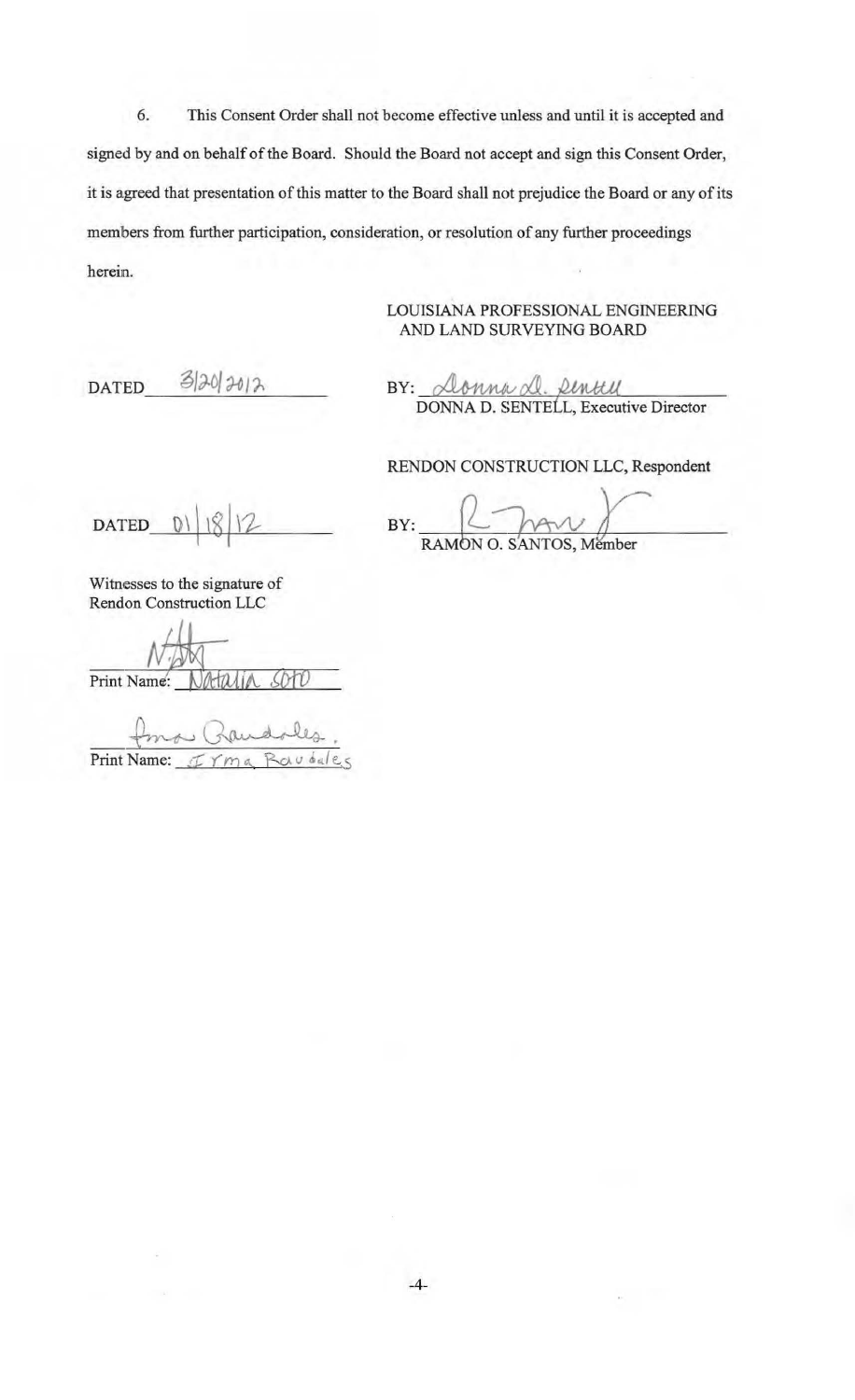6. This Consent Order shall not become effective unless and until it is accepted and signed by and on behalf of the Board. Should the Board not accept and sign this Consent Order, it is agreed that presentation of this matter to the Board shall not prejudice the Board or any of its members from further participation, consideration, or resolution of any further proceedings herein.

LOUISIANA PROFESSIONAL ENGINEERING AND LAND SURVEYING BOARD

DATED 3/20/2012

BY: Donna D. Sentell
DONNA D. SENTELL, Executive Director

RENDON CONSTRUCTION LLC, Respondent

DATED 01/18/12

BY: 
RAMON O. SANTOS, Member

Witnesses to the signature of Rendon Construction LLC

Print Name: Natalia Soto

Print Name: Irma Raudales